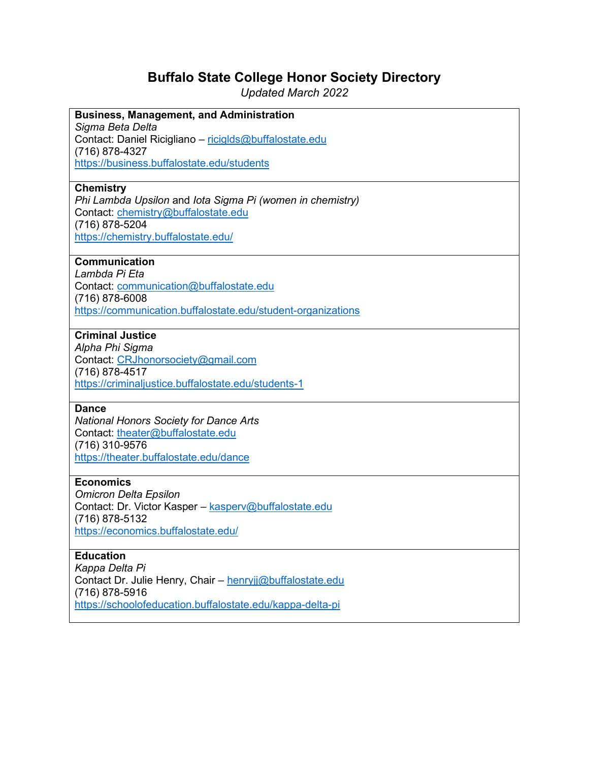# Buffalo State College Honor Society Directory

*Updated March 2022*

**Business, Management, and Administration**
*Sigma Beta Delta*
Contact: Daniel Ricigliano – riciglds@buffalostate.edu
(716) 878-4327
https://business.buffalostate.edu/students

**Chemistry**
*Phi Lambda Upsilon* and *Iota Sigma Pi (women in chemistry)*
Contact: chemistry@buffalostate.edu
(716) 878-5204
https://chemistry.buffalostate.edu/

**Communication**
*Lambda Pi Eta*
Contact: communication@buffalostate.edu
(716) 878-6008
https://communication.buffalostate.edu/student-organizations

**Criminal Justice**
*Alpha Phi Sigma*
Contact: CRJhonorsociety@gmail.com
(716) 878-4517
https://criminaljustice.buffalostate.edu/students-1

**Dance**
*National Honors Society for Dance Arts*
Contact: theater@buffalostate.edu
(716) 310-9576
https://theater.buffalostate.edu/dance

**Economics**
*Omicron Delta Epsilon*
Contact: Dr. Victor Kasper – kasperv@buffalostate.edu
(716) 878-5132
https://economics.buffalostate.edu/

**Education**
*Kappa Delta Pi*
Contact Dr. Julie Henry, Chair – henryjj@buffalostate.edu
(716) 878-5916
https://schoolofeducation.buffalostate.edu/kappa-delta-pi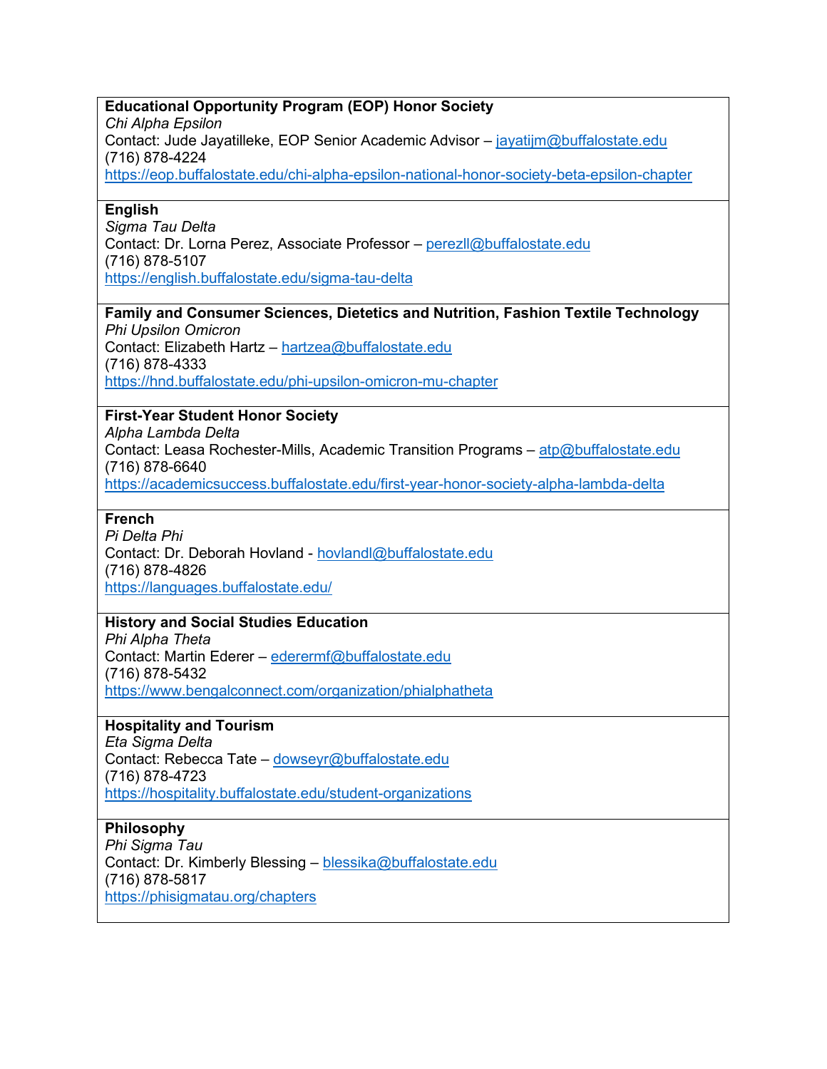**Educational Opportunity Program (EOP) Honor Society**
*Chi Alpha Epsilon*
Contact: Jude Jayatilleke, EOP Senior Academic Advisor – jayatijm@buffalostate.edu
(716) 878-4224
https://eop.buffalostate.edu/chi-alpha-epsilon-national-honor-society-beta-epsilon-chapter

---

**English**
*Sigma Tau Delta*
Contact: Dr. Lorna Perez, Associate Professor – perezll@buffalostate.edu
(716) 878-5107
https://english.buffalostate.edu/sigma-tau-delta

---

**Family and Consumer Sciences, Dietetics and Nutrition, Fashion Textile Technology**
*Phi Upsilon Omicron*
Contact: Elizabeth Hartz – hartzea@buffalostate.edu
(716) 878-4333
https://hnd.buffalostate.edu/phi-upsilon-omicron-mu-chapter

---

**First-Year Student Honor Society**
*Alpha Lambda Delta*
Contact: Leasa Rochester-Mills, Academic Transition Programs – atp@buffalostate.edu
(716) 878-6640
https://academicsuccess.buffalostate.edu/first-year-honor-society-alpha-lambda-delta

---

**French**
*Pi Delta Phi*
Contact: Dr. Deborah Hovland - hovlandl@buffalostate.edu
(716) 878-4826
https://languages.buffalostate.edu/

---

**History and Social Studies Education**
*Phi Alpha Theta*
Contact: Martin Ederer – ederermf@buffalostate.edu
(716) 878-5432
https://www.bengalconnect.com/organization/phialphatheta

---

**Hospitality and Tourism**
*Eta Sigma Delta*
Contact: Rebecca Tate – dowseyr@buffalostate.edu
(716) 878-4723
https://hospitality.buffalostate.edu/student-organizations

---

**Philosophy**
*Phi Sigma Tau*
Contact: Dr. Kimberly Blessing – blessika@buffalostate.edu
(716) 878-5817
https://phisigmatau.org/chapters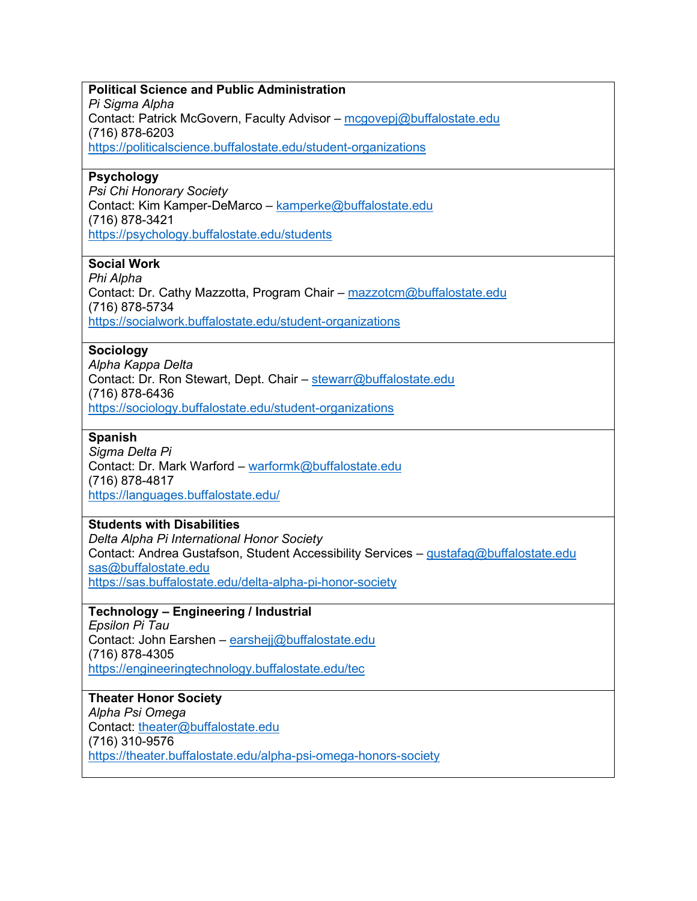**Political Science and Public Administration**
*Pi Sigma Alpha*
Contact: Patrick McGovern, Faculty Advisor – mcgovepj@buffalostate.edu
(716) 878-6203
https://politicalscience.buffalostate.edu/student-organizations

**Psychology**
*Psi Chi Honorary Society*
Contact: Kim Kamper-DeMarco – kamperke@buffalostate.edu
(716) 878-3421
https://psychology.buffalostate.edu/students

**Social Work**
*Phi Alpha*
Contact: Dr. Cathy Mazzotta, Program Chair – mazzotcm@buffalostate.edu
(716) 878-5734
https://socialwork.buffalostate.edu/student-organizations

**Sociology**
*Alpha Kappa Delta*
Contact: Dr. Ron Stewart, Dept. Chair – stewarr@buffalostate.edu
(716) 878-6436
https://sociology.buffalostate.edu/student-organizations

**Spanish**
*Sigma Delta Pi*
Contact: Dr. Mark Warford – warformk@buffalostate.edu
(716) 878-4817
https://languages.buffalostate.edu/

**Students with Disabilities**
*Delta Alpha Pi International Honor Society*
Contact: Andrea Gustafson, Student Accessibility Services – gustafag@buffalostate.edu
sas@buffalostate.edu
https://sas.buffalostate.edu/delta-alpha-pi-honor-society

**Technology – Engineering / Industrial**
*Epsilon Pi Tau*
Contact: John Earshen – earshejj@buffalostate.edu
(716) 878-4305
https://engineeringtechnology.buffalostate.edu/tec

**Theater Honor Society**
*Alpha Psi Omega*
Contact: theater@buffalostate.edu
(716) 310-9576
https://theater.buffalostate.edu/alpha-psi-omega-honors-society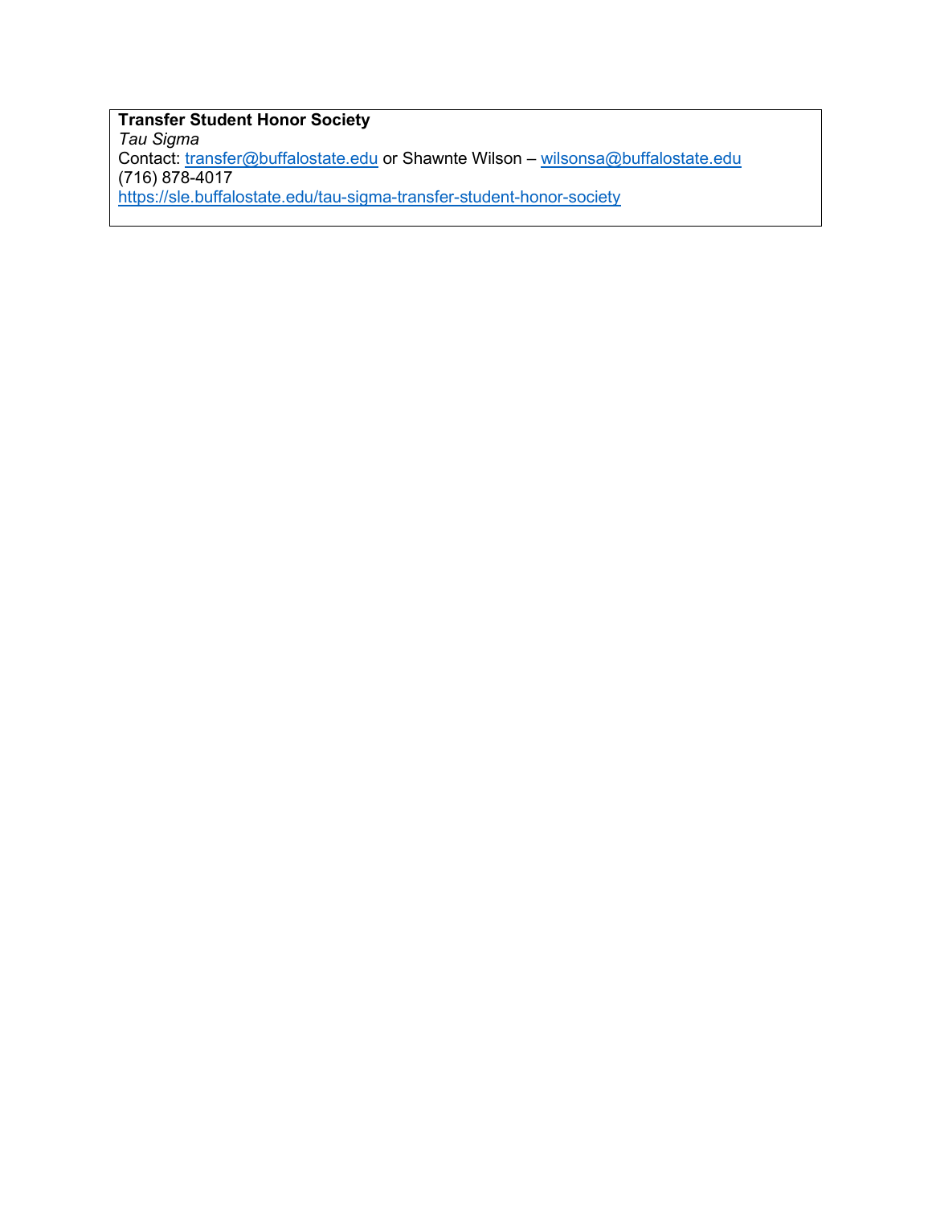**Transfer Student Honor Society**
*Tau Sigma*
Contact: transfer@buffalostate.edu or Shawnte Wilson – wilsonsa@buffalostate.edu
(716) 878-4017
https://sle.buffalostate.edu/tau-sigma-transfer-student-honor-society